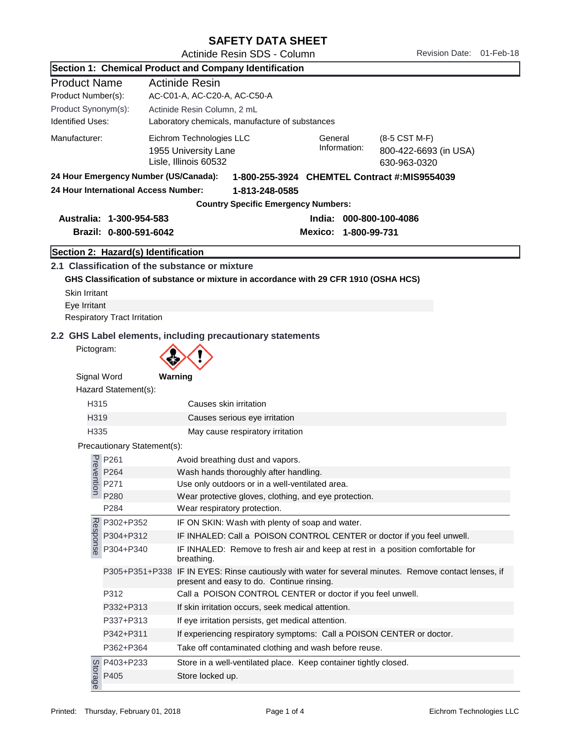# SAFETY DATA SHEET

Actinide Resin SDS - Column

Revision Date: 01-Feb-18

## Section 1: Chemical Product and Company Identification

| | |
|---|---|
| **Product Name** | **Actinide Resin** |
| Product Number(s): | AC-C01-A, AC-C20-A, AC-C50-A |
| Product Synonym(s): | Actinide Resin Column, 2 mL |
| Identified Uses: | Laboratory chemicals, manufacture of substances |

Manufacturer: Eichrom Technologies LLC
1955 University Lane
Lisle, Illinois 60532

General Information: (8-5 CST M-F)
800-422-6693 (in USA)
630-963-0320

**24 Hour Emergency Number (US/Canada): 1-800-255-3924 CHEMTEL Contract #:MIS9554039**

**24 Hour International Access Number: 1-813-248-0585**

**Country Specific Emergency Numbers:**

**Australia: 1-300-954-583**
**Brazil: 0-800-591-6042**
**India: 000-800-100-4086**
**Mexico: 1-800-99-731**

## Section 2: Hazard(s) Identification

### 2.1 Classification of the substance or mixture

**GHS Classification of substance or mixture in accordance with 29 CFR 1910 (OSHA HCS)**

Skin Irritant
Eye Irritant
Respiratory Tract Irritation

### 2.2 GHS Label elements, including precautionary statements

Pictogram:

Signal Word **Warning**

Hazard Statement(s):

| | |
|---|---|
| H315 | Causes skin irritation |
| H319 | Causes serious eye irritation |
| H335 | May cause respiratory irritation |

Precautionary Statement(s):

| | Code | Statement |
|---|---|---|
| Prevention | P261 | Avoid breathing dust and vapors. |
| | P264 | Wash hands thoroughly after handling. |
| | P271 | Use only outdoors or in a well-ventilated area. |
| | P280 | Wear protective gloves, clothing, and eye protection. |
| | P284 | Wear respiratory protection. |
| Response | P302+P352 | IF ON SKIN: Wash with plenty of soap and water. |
| | P304+P312 | IF INHALED: Call a POISON CONTROL CENTER or doctor if you feel unwell. |
| | P304+P340 | IF INHALED: Remove to fresh air and keep at rest in a position comfortable for breathing. |
| | P305+P351+P338 | IF IN EYES: Rinse cautiously with water for several minutes. Remove contact lenses, if present and easy to do. Continue rinsing. |
| | P312 | Call a POISON CONTROL CENTER or doctor if you feel unwell. |
| | P332+P313 | If skin irritation occurs, seek medical attention. |
| | P337+P313 | If eye irritation persists, get medical attention. |
| | P342+P311 | If experiencing respiratory symptoms: Call a POISON CENTER or doctor. |
| | P362+P364 | Take off contaminated clothing and wash before reuse. |
| Storage | P403+P233 | Store in a well-ventilated place. Keep container tightly closed. |
| | P405 | Store locked up. |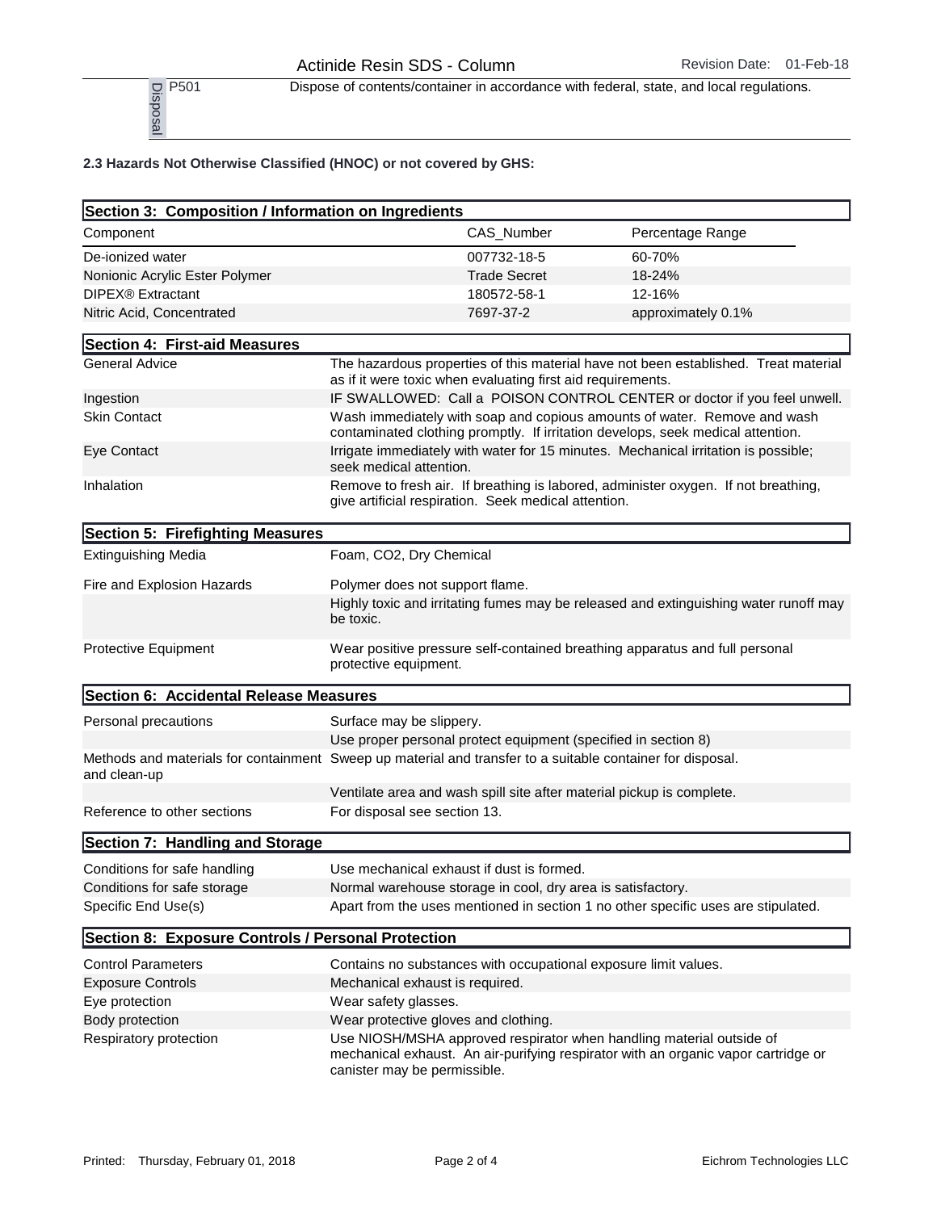| Disposal | P501 | Dispose of contents/container in accordance with federal, state, and local regulations. |
|---|---|---|

**2.3 Hazards Not Otherwise Classified (HNOC) or not covered by GHS:**

## Section 3: Composition / Information on Ingredients

| Component | CAS_Number | Percentage Range |
|---|---|---|
| De-ionized water | 007732-18-5 | 60-70% |
| Nonionic Acrylic Ester Polymer | Trade Secret | 18-24% |
| DIPEX® Extractant | 180572-58-1 | 12-16% |
| Nitric Acid, Concentrated | 7697-37-2 | approximately 0.1% |

## Section 4: First-aid Measures

| | |
|---|---|
| General Advice | The hazardous properties of this material have not been established. Treat material as if it were toxic when evaluating first aid requirements. |
| Ingestion | IF SWALLOWED: Call a POISON CONTROL CENTER or doctor if you feel unwell. |
| Skin Contact | Wash immediately with soap and copious amounts of water. Remove and wash contaminated clothing promptly. If irritation develops, seek medical attention. |
| Eye Contact | Irrigate immediately with water for 15 minutes. Mechanical irritation is possible; seek medical attention. |
| Inhalation | Remove to fresh air. If breathing is labored, administer oxygen. If not breathing, give artificial respiration. Seek medical attention. |

## Section 5: Firefighting Measures

| | |
|---|---|
| Extinguishing Media | Foam, CO2, Dry Chemical |
| Fire and Explosion Hazards | Polymer does not support flame. |
| | Highly toxic and irritating fumes may be released and extinguishing water runoff may be toxic. |
| Protective Equipment | Wear positive pressure self-contained breathing apparatus and full personal protective equipment. |

## Section 6: Accidental Release Measures

| | |
|---|---|
| Personal precautions | Surface may be slippery. |
| | Use proper personal protect equipment (specified in section 8) |
| Methods and materials for containment and clean-up | Sweep up material and transfer to a suitable container for disposal. |
| | Ventilate area and wash spill site after material pickup is complete. |
| Reference to other sections | For disposal see section 13. |

## Section 7: Handling and Storage

| | |
|---|---|
| Conditions for safe handling | Use mechanical exhaust if dust is formed. |
| Conditions for safe storage | Normal warehouse storage in cool, dry area is satisfactory. |
| Specific End Use(s) | Apart from the uses mentioned in section 1 no other specific uses are stipulated. |

## Section 8: Exposure Controls / Personal Protection

| | |
|---|---|
| Control Parameters | Contains no substances with occupational exposure limit values. |
| Exposure Controls | Mechanical exhaust is required. |
| Eye protection | Wear safety glasses. |
| Body protection | Wear protective gloves and clothing. |
| Respiratory protection | Use NIOSH/MSHA approved respirator when handling material outside of mechanical exhaust. An air-purifying respirator with an organic vapor cartridge or canister may be permissible. |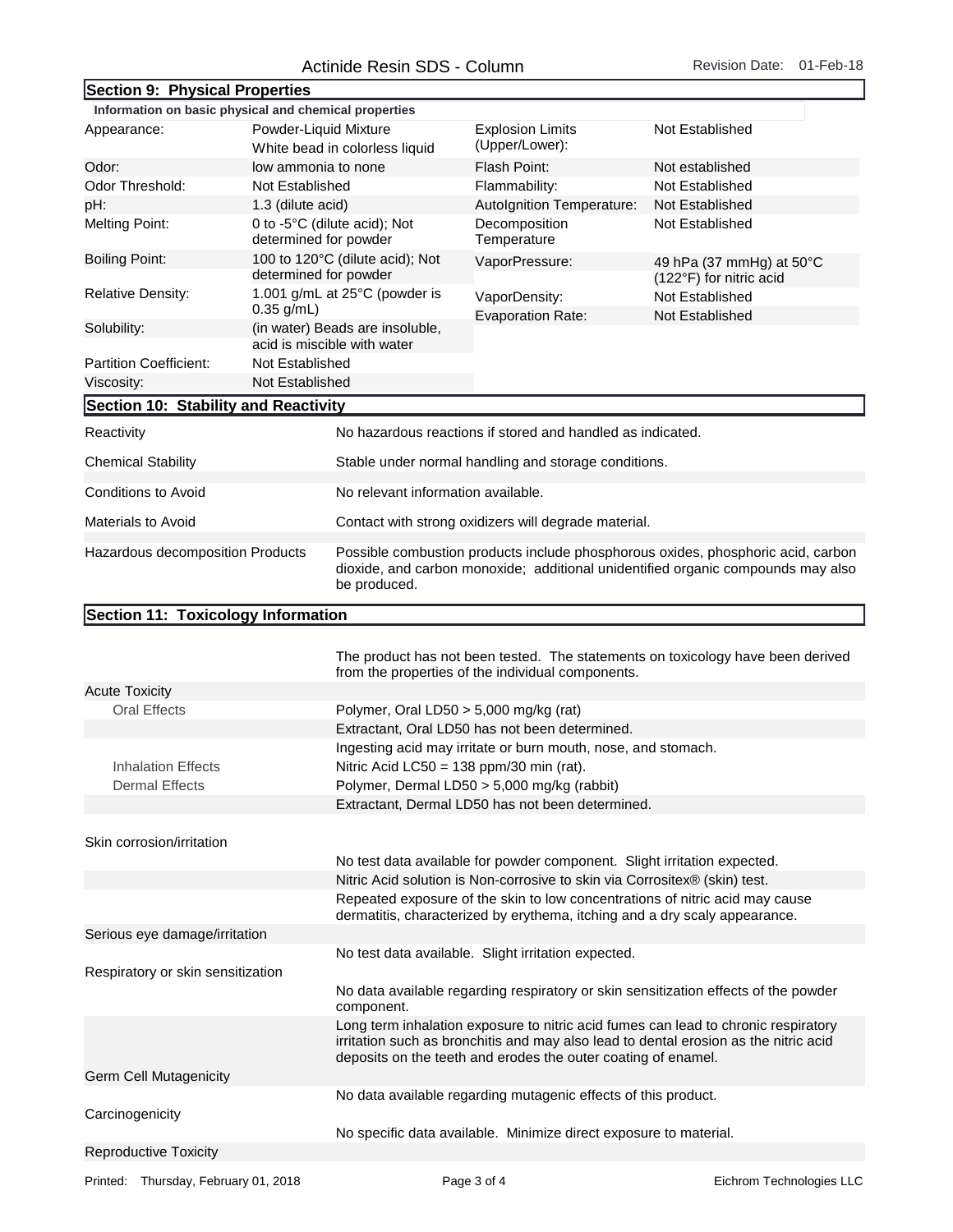## Section 9: Physical Properties

**Information on basic physical and chemical properties**

| Property | Value | Property | Value |
|---|---|---|---|
| Appearance: | Powder-Liquid Mixture<br>White bead in colorless liquid | Explosion Limits (Upper/Lower): | Not Established |
| Odor: | low ammonia to none | Flash Point: | Not established |
| Odor Threshold: | Not Established | Flammability: | Not Established |
| pH: | 1.3 (dilute acid) | AutoIgnition Temperature: | Not Established |
| Melting Point: | 0 to -5°C (dilute acid); Not determined for powder | Decomposition Temperature | Not Established |
| Boiling Point: | 100 to 120°C (dilute acid); Not determined for powder | VaporPressure: | 49 hPa (37 mmHg) at 50°C (122°F) for nitric acid |
| Relative Density: | 1.001 g/mL at 25°C (powder is 0.35 g/mL) | VaporDensity: | Not Established |
| Solubility: | (in water) Beads are insoluble, acid is miscible with water | Evaporation Rate: | Not Established |
| Partition Coefficient: | Not Established | | |
| Viscosity: | Not Established | | |

## Section 10: Stability and Reactivity

| | |
|---|---|
| Reactivity | No hazardous reactions if stored and handled as indicated. |
| Chemical Stability | Stable under normal handling and storage conditions. |
| Conditions to Avoid | No relevant information available. |
| Materials to Avoid | Contact with strong oxidizers will degrade material. |
| Hazardous decomposition Products | Possible combustion products include phosphorous oxides, phosphoric acid, carbon dioxide, and carbon monoxide; additional unidentified organic compounds may also be produced. |

## Section 11: Toxicology Information

The product has not been tested. The statements on toxicology have been derived from the properties of the individual components.

**Acute Toxicity**

| | |
|---|---|
| Oral Effects | Polymer, Oral LD50 > 5,000 mg/kg (rat) |
| | Extractant, Oral LD50 has not been determined. |
| | Ingesting acid may irritate or burn mouth, nose, and stomach. |
| Inhalation Effects | Nitric Acid LC50 = 138 ppm/30 min (rat). |
| Dermal Effects | Polymer, Dermal LD50 > 5,000 mg/kg (rabbit) |
| | Extractant, Dermal LD50 has not been determined. |

**Skin corrosion/irritation**

No test data available for powder component. Slight irritation expected.

Nitric Acid solution is Non-corrosive to skin via Corrositex® (skin) test.

Repeated exposure of the skin to low concentrations of nitric acid may cause dermatitis, characterized by erythema, itching and a dry scaly appearance.

**Serious eye damage/irritation**

No test data available. Slight irritation expected.

**Respiratory or skin sensitization**

No data available regarding respiratory or skin sensitization effects of the powder component.

Long term inhalation exposure to nitric acid fumes can lead to chronic respiratory irritation such as bronchitis and may also lead to dental erosion as the nitric acid deposits on the teeth and erodes the outer coating of enamel.

**Germ Cell Mutagenicity**

No data available regarding mutagenic effects of this product.

**Carcinogenicity**

No specific data available. Minimize direct exposure to material.

**Reproductive Toxicity**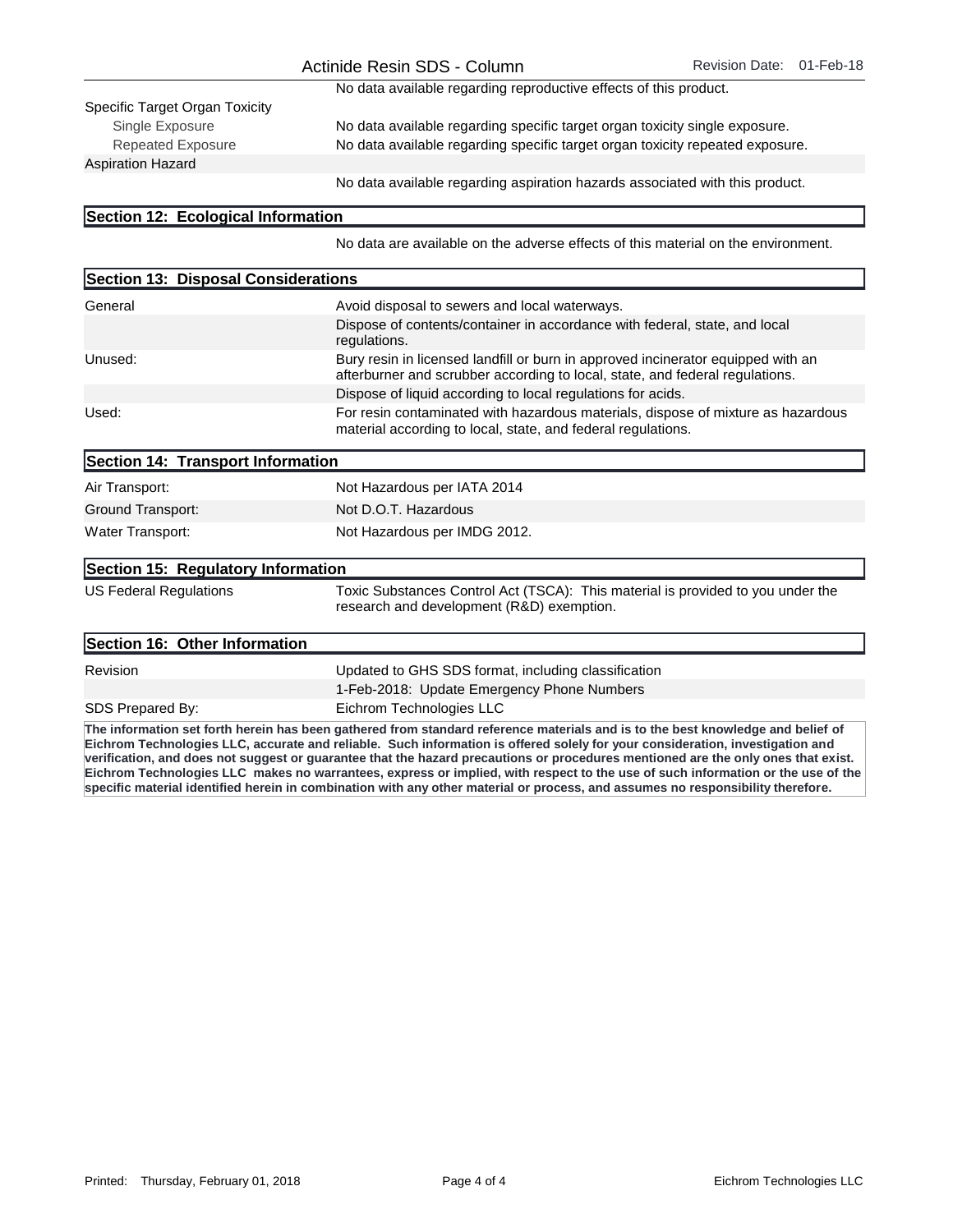No data available regarding reproductive effects of this product.

| | |
|---|---|
| Specific Target Organ Toxicity | |
| Single Exposure | No data available regarding specific target organ toxicity single exposure. |
| Repeated Exposure | No data available regarding specific target organ toxicity repeated exposure. |
| Aspiration Hazard | |
| | No data available regarding aspiration hazards associated with this product. |

## Section 12: Ecological Information

No data are available on the adverse effects of this material on the environment.

## Section 13: Disposal Considerations

| | |
|---|---|
| General | Avoid disposal to sewers and local waterways. |
| | Dispose of contents/container in accordance with federal, state, and local regulations. |
| Unused: | Bury resin in licensed landfill or burn in approved incinerator equipped with an afterburner and scrubber according to local, state, and federal regulations. |
| | Dispose of liquid according to local regulations for acids. |
| Used: | For resin contaminated with hazardous materials, dispose of mixture as hazardous material according to local, state, and federal regulations. |

## Section 14: Transport Information

| | |
|---|---|
| Air Transport: | Not Hazardous per IATA 2014 |
| Ground Transport: | Not D.O.T. Hazardous |
| Water Transport: | Not Hazardous per IMDG 2012. |

## Section 15: Regulatory Information

| | |
|---|---|
| US Federal Regulations | Toxic Substances Control Act (TSCA): This material is provided to you under the research and development (R&D) exemption. |

## Section 16: Other Information

| | |
|---|---|
| Revision | Updated to GHS SDS format, including classification |
| | 1-Feb-2018: Update Emergency Phone Numbers |
| SDS Prepared By: | Eichrom Technologies LLC |

**The information set forth herein has been gathered from standard reference materials and is to the best knowledge and belief of Eichrom Technologies LLC, accurate and reliable. Such information is offered solely for your consideration, investigation and verification, and does not suggest or guarantee that the hazard precautions or procedures mentioned are the only ones that exist. Eichrom Technologies LLC makes no warrantees, express or implied, with respect to the use of such information or the use of the specific material identified herein in combination with any other material or process, and assumes no responsibility therefore.**